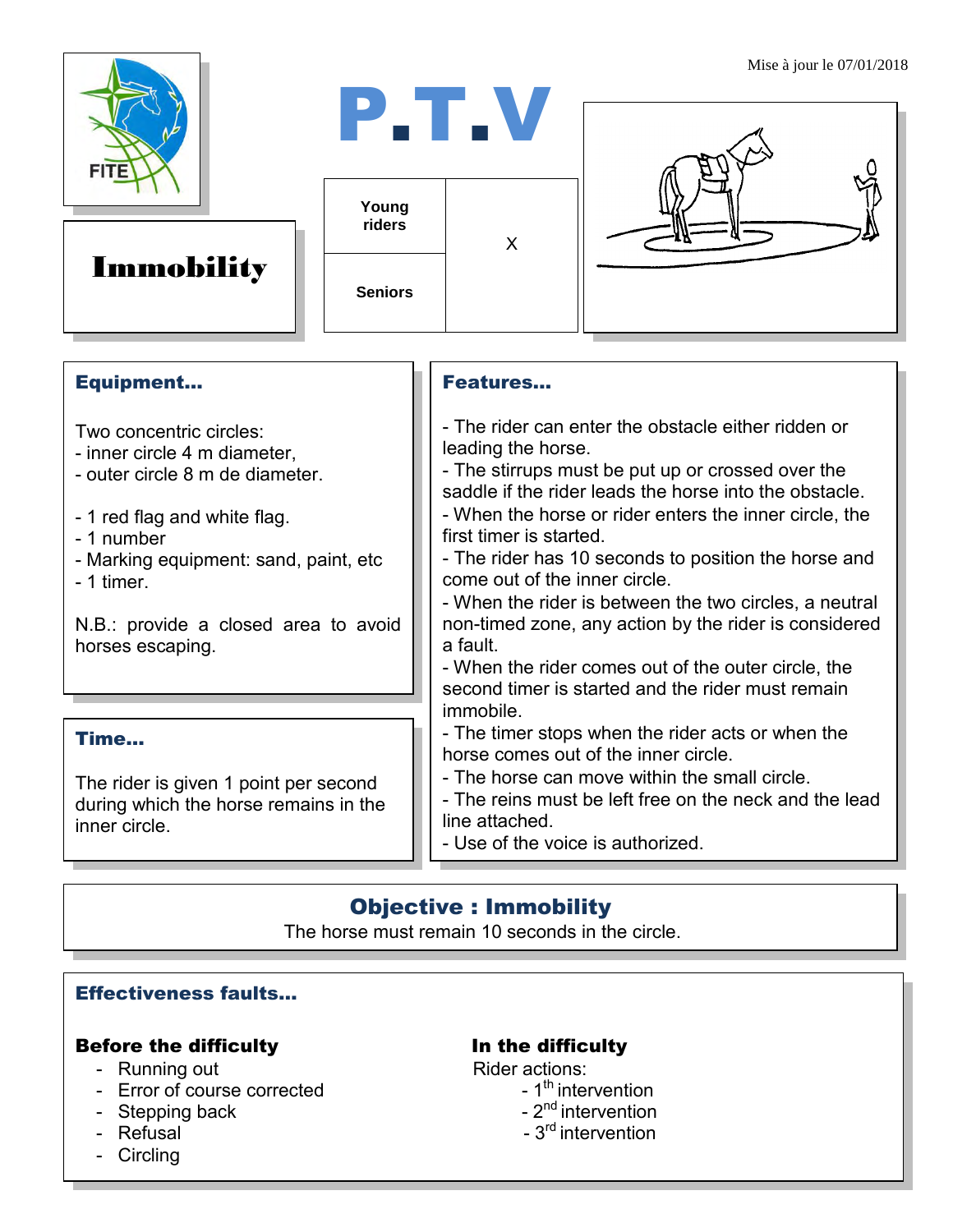Mise à jour le 07/01/2018

# P.T.V

# Immobility

| Young riders | X |
|---|---|
| Seniors | |

## Equipment…

Two concentric circles:
- inner circle 4 m diameter,
- outer circle 8 m de diameter.

- 1 red flag and white flag.
- 1 number
- Marking equipment: sand, paint, etc
- 1 timer.

N.B.: provide a closed area to avoid horses escaping.

## Time…

The rider is given 1 point per second during which the horse remains in the inner circle.

## Features…

- The rider can enter the obstacle either ridden or leading the horse.
- The stirrups must be put up or crossed over the saddle if the rider leads the horse into the obstacle.
- When the horse or rider enters the inner circle, the first timer is started.
- The rider has 10 seconds to position the horse and come out of the inner circle.
- When the rider is between the two circles, a neutral non-timed zone, any action by the rider is considered a fault.
- When the rider comes out of the outer circle, the second timer is started and the rider must remain immobile.
- The timer stops when the rider acts or when the horse comes out of the inner circle.
- The horse can move within the small circle.
- The reins must be left free on the neck and the lead line attached.
- Use of the voice is authorized.

## Objective : Immobility

The horse must remain 10 seconds in the circle.

## Effectiveness faults…

### Before the difficulty

- Running out
- Error of course corrected
- Stepping back
- Refusal
- Circling

### In the difficulty

Rider actions:
- 1th intervention
- 2nd intervention
- 3rd intervention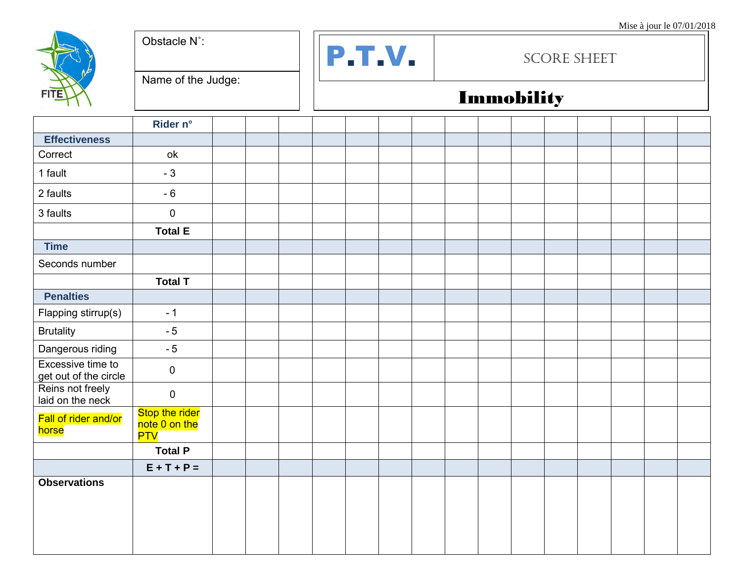Mise à jour le 07/01/2018

FITE

| Obstacle N˚: |
|---|
| Name of the Judge: |

# P.T.V.

SCORE SHEET

## Immobility

| | Rider n° | | | | | | | | | | | | | | |
|---|---|---|---|---|---|---|---|---|---|---|---|---|---|---|---|
| **Effectiveness** | | | | | | | | | | | | | | | |
| Correct | ok | | | | | | | | | | | | | | |
| 1 fault | - 3 | | | | | | | | | | | | | | |
| 2 faults | - 6 | | | | | | | | | | | | | | |
| 3 faults | 0 | | | | | | | | | | | | | | |
| | **Total E** | | | | | | | | | | | | | | |
| **Time** | | | | | | | | | | | | | | | |
| Seconds number | | | | | | | | | | | | | | | |
| | **Total T** | | | | | | | | | | | | | | |
| **Penalties** | | | | | | | | | | | | | | | |
| Flapping stirrup(s) | - 1 | | | | | | | | | | | | | | |
| Brutality | - 5 | | | | | | | | | | | | | | |
| Dangerous riding | - 5 | | | | | | | | | | | | | | |
| Excessive time to get out of the circle | 0 | | | | | | | | | | | | | | |
| Reins not freely laid on the neck | 0 | | | | | | | | | | | | | | |
| Fall of rider and/or horse | Stop the rider note 0 on the PTV | | | | | | | | | | | | | | |
| | **Total P** | | | | | | | | | | | | | | |
| | **E + T + P =** | | | | | | | | | | | | | | |
| **Observations** | | | | | | | | | | | | | | | |